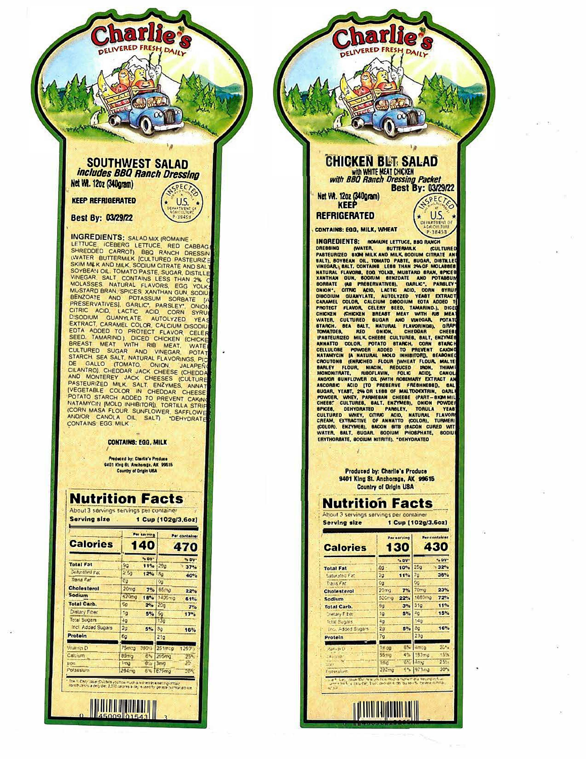# Charlie's

DELIVERED FRESH DAILY

## SOUTHWEST SALAD
*includes BBQ Ranch Dressing*

Net Wt. 12oz (340gram)

**KEEP REFRIGERATED**

Best By: 03/29/22

INSPECTED U.S. DEPARTMENT OF AGRICULTURE P-38459

**INGREDIENTS:** SALAD MIX (ROMAINE LETTUCE, ICEBERG LETTUCE, RED CABBAGE, SHREDDED CARROT), BBQ RANCH DRESSING (WATER, BUTTERMILK [CULTURED PASTEURIZED SKIM MILK AND MILK, SODIUM CITRATE AND SALT], SOYBEAN OIL, TOMATO PASTE, SUGAR, DISTILLED VINEGAR, SALT, CONTAINS LESS THAN 2% OF MOLASSES, NATURAL FLAVORS, EGG YOLKS, MUSTARD BRAN, SPICES, XANTHAN GUM, SODIUM BENZOATE AND POTASSIUM SORBATE [AS PRESERVATIVES], GARLIC*, PARSLEY*, ONION*, CITRIC ACID, LACTIC ACID, CORN SYRUP, DISODIUM GUANYLATE, AUTOLYZED YEAST EXTRACT, CARAMEL COLOR, CALCIUM DISODIUM EDTA ADDED TO PROTECT FLAVOR, CELERY SEED, TAMARIND), DICED CHICKEN (CHICKEN BREAST MEAT WITH RIB MEAT, WATER, CULTURED SUGAR AND VINEGAR, POTATO STARCH, SEA SALT, NATURAL FLAVORINGS), PICO DE GALLO (TOMATO, ONION, JALAPEÑO, CILANTRO), CHEDDAR JACK CHEESE (CHEDDAR AND MONTEREY JACK CHEESES [CULTURED PASTEURIZED MILK, SALT, ENZYMES, ANNATTO [VEGETABLE COLOR IN CHEDDAR CHEESE]], POTATO STARCH ADDED TO PREVENT CAKING, NATAMYCIN [MOLD INHIBITOR]), TORTILLA STRIPS (CORN MASA FLOUR, SUNFLOWER, SAFFLOWER AND/OR CANOLA OIL, SALT) *DEHYDRATED CONTAINS: EGG, MILK

**CONTAINS: EGG, MILK**

Produced by: Charlie's Produce
9401 King St. Anchorage, AK 99515
Country of Origin USA

### Nutrition Facts

About 3 servings servings per container

**Serving size 1 Cup (102g/3.6oz)**

| | Per serving | | Per container | |
|---|---|---|---|---|
| **Calories** | 140 | | 470 | |
| | | % DV* | | % DV* |
| **Total Fat** | 9g | 11% | 29g | 37% |
| Saturated Fat | 2.5g | 12% | 8g | 40% |
| Trans Fat | 0g | | 0g | |
| **Cholesterol** | 20mg | 7% | 65mg | 22% |
| **Sodium** | 420mg | 18% | 1400mg | 61% |
| **Total Carb.** | 6g | 2% | 20g | 7% |
| Dietary Fiber | 1g | 5% | 5g | 17% |
| Total Sugars | 4g | | 13g | |
| Incl. Added Sugars | 2g | 5% | 8g | 16% |
| **Protein** | 6g | | 21g | |
| Vitamin D | 75mcg | 380% | 251mcg | 1250% |
| Calcium | 89mg | 6% | 295mg | 25% |
| Iron | 1mg | 6% | 3mg | 20% |
| Potassium | 264mg | 6% | 875mg | 20% |

* The % Daily Value (DV) tells you how much a nutrient in a serving of food contributes to a daily diet. 2,000 calories a day is used for general nutrition advice.

0 45009 01543 3

# Charlie's

DELIVERED FRESH DAILY

## CHICKEN BLT SALAD
with WHITE MEAT CHICKEN
*with BBQ Ranch Dressing Packet*

Best By: 03/29/22

Net Wt. 12oz (340gram)

**KEEP REFRIGERATED**

INSPECTED U.S. DEPARTMENT OF AGRICULTURE P-38459

**CONTAINS: EGG, MILK, WHEAT**

**INGREDIENTS:** ROMAINE LETTUCE, BBQ RANCH DRESSING (WATER, BUTTERMILK (CULTURED PASTEURIZED SKIM MILK AND MILK, SODIUM CITRATE AND SALT), SOYBEAN OIL, TOMATO PASTE, SUGAR, DISTILLED VINEGAR, SALT, CONTAINS LESS THAN 2% OF MOLASSES, NATURAL FLAVORS, EGG YOLKS, MUSTARD BRAN, SPICES, XANTHAN GUM, SODIUM BENZOATE AND POTASSIUM SORBATE (AS PRESERVATIVES), GARLIC*, PARSLEY*, ONION*, CITRIC ACID, LACTIC ACID, CORN SYRUP, DISODIUM GUANYLATE, AUTOLYZED YEAST EXTRACT, CARAMEL COLOR, CALCIUM DISODIUM EDTA ADDED TO PROTECT FLAVOR, CELERY SEED, TAMARIND.), DICED CHICKEN (CHICKEN BREAST MEAT WITH RIB MEAT, WATER, CULTURED SUGAR AND VINEGAR, POTATO STARCH, SEA SALT, NATURAL FLAVORINGS), GRAPE TOMATOES, RED ONION, CHEDDAR CHEESE (PASTEURIZED MILK, CHEESE CULTURES, SALT, ENZYMES, ANNATTO COLOR, POTATO STARCH, CORN STARCH, CELLULOSE POWDER ADDED TO PREVENT CAKING, NATAMYCIN (A NATURAL MOLD INHIBITOR)), SEASONED CROUTONS (ENRICHED FLOUR [WHEAT FLOUR, MALTED BARLEY FLOUR, NIACIN, REDUCED IRON, THIAMINE MONONITRATE, RIBOFLAVIN, FOLIC ACID], CANOLA AND/OR SUNFLOWER OIL (WITH ROSEMARY EXTRACT AND ASCORBIC ACID [TO PRESERVE FRESHNESS]), SALT, SUGAR, YEAST, 2% OR LESS OF MALTODEXTRIN, GARLIC POWDER, WHEY, PARMESAN CHEESE (PART-SKIM MILK, CHEESE CULTURES, SALT, ENZYMES), ONION POWDER, SPICES, DEHYDRATED PARSLEY, TORULA YEAST, CULTURED WHEY, CITRIC ACID, NATURAL FLAVORS, CREAM, EXTRACTIVE OF ANNATTO (COLOR), TURMERIC (COLOR), ENZYMES), BACON BITS (BACON CURED WITH WATER, SALT, SUGAR, SODIUM PHOSPHATE, SODIUM ERYTHORBATE, SODIUM NITRITE). *DEHYDRATED

Produced by: Charlie's Produce
9401 King St. Anchorage, AK 99515
Country of Origin USA

### Nutrition Facts

About 3 servings servings per container

**Serving size 1 Cup (102g/3.6oz)**

| | Per serving | | Per container | |
|---|---|---|---|---|
| **Calories** | 130 | | 430 | |
| | | % DV* | | % DV* |
| **Total Fat** | 8g | 10% | 25g | 32% |
| Saturated Fat | 2g | 11% | 7g | 36% |
| Trans Fat | 0g | | 0g | |
| **Cholesterol** | 20mg | 7% | 70mg | 23% |
| **Sodium** | 500mg | 22% | 1680mg | 72% |
| **Total Carb.** | 9g | 3% | 31g | 11% |
| Dietary Fiber | 1g | 5% | 4g | 15% |
| Total Sugars | 4g | | 14g | |
| Incl. Added Sugars | 2g | 5% | 8g | 16% |
| **Protein** | 7g | | 23g | |
| Vitamin D | 1mcg | 6% | 4mcg | 20% |
| Calcium | 55mg | 4% | 183mg | 15% |
| Iron | 1mg | 6% | 4mg | 25% |
| Potassium | 292mg | 6% | 973mg | 20% |

* The % Daily Value (DV) tells you how much a nutrient in a serving of food contributes to a daily diet. 2,000 calories a day is used for general nutrition advice.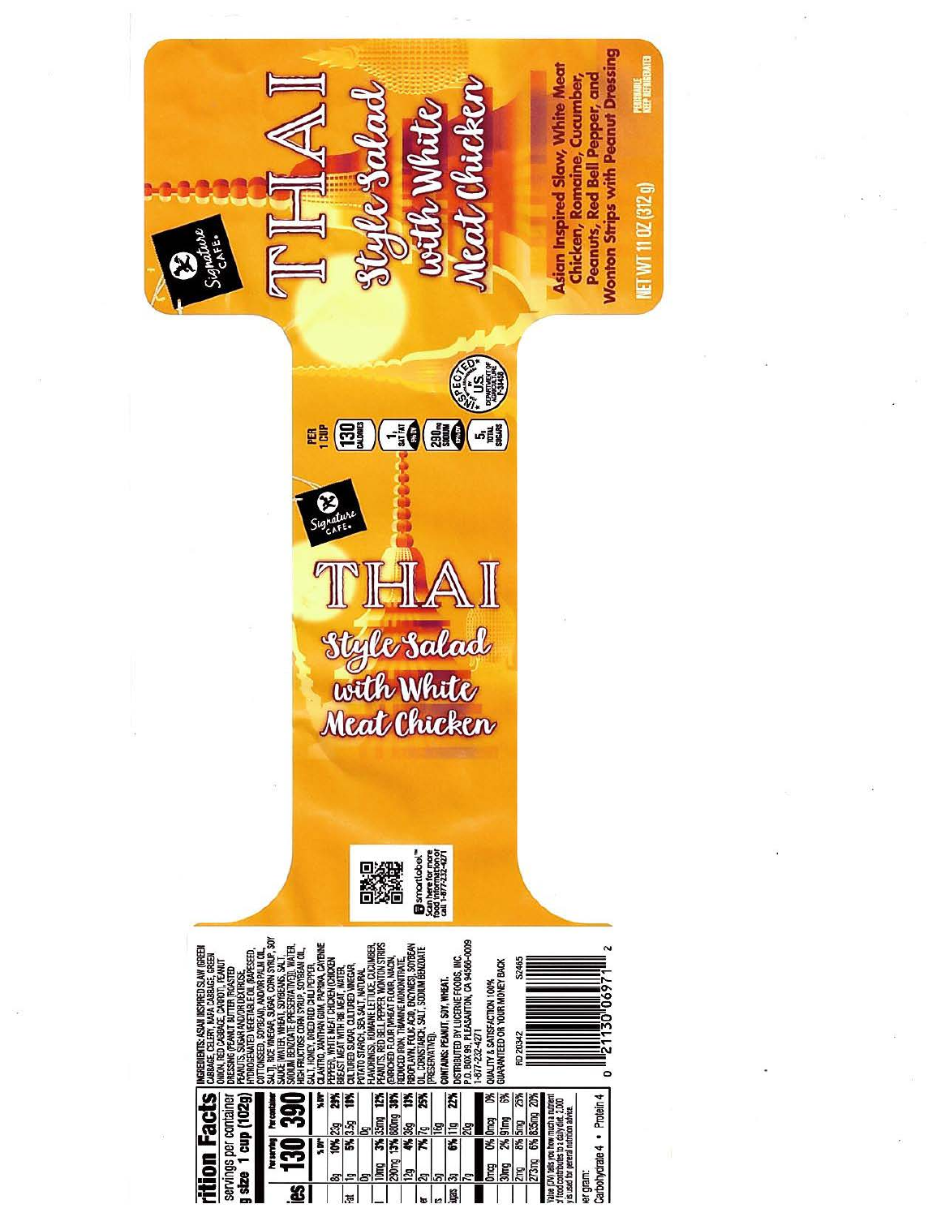Signature CAFE.

# THAI

## Style Salad with White Meat Chicken

Asian Inspired Slaw, White Meat Chicken, Romaine, Cucumber, Peanuts, Red Bell Pepper, and Wonton Strips with Peanut Dressing

PERISHABLE KEEP REFRIGERATED

NET WT 11 OZ (312 g)

PER 1 CUP: 130 CALORIES | 1g SAT FAT 5% DV | 290mg SODIUM 13% DV | 5g TOTAL SUGARS

INSPECTED FOR WHOLESOMENESS BY U.S. DEPARTMENT OF AGRICULTURE P-38458

Signature CAFE.

# THAI

## Style Salad with White Meat Chicken

smartlabel™ Scan here for more food information or call 1-877-232-4271

## Nutrition Facts

3 servings per container
Serving size 1 cup (102g)

| | Per serving | | Per container | |
|---|---|---|---|---|
| Calories | 130 | | 390 | |
| | | % DV* | | % DV* |
| Total Fat | 8g | 10% | 23g | 29% |
| Saturated Fat | 1g | 5% | 3.5g | 18% |
| Trans Fat | 0g | | 0g | |
| Cholesterol | 10mg | 3% | 35mg | 12% |
| Sodium | 290mg | 13% | 880mg | 38% |
| Total Carb. | 12g | 4% | 35g | 13% |
| Dietary Fiber | 2g | 7% | 7g | 25% |
| Total Sugars | 5g | | 16g | |
| Incl. Added Sugars | 3g | 6% | 11g | 22% |
| Protein | 7g | | 20g | |
| Vitamin D | 0mcg | 0% | 0mcg | 0% |
| Calcium | 30mg | 2% | 91mg | 6% |
| Iron | 2mg | 8% | 5mg | 25% |
| Potassium | 273mg | 6% | 825mg | 20% |

*The % Daily Value (DV) tells you how much a nutrient in a serving of food contributes to a daily diet. 2,000 calories a day is used for general nutrition advice.

Calories per gram: Fat 9 • Carbohydrate 4 • Protein 4

INGREDIENTS: ASIAN INSPIRED SLAW (GREEN CABBAGE, CELERY, NAPA CABBAGE, GREEN ONION, RED CABBAGE, CARROT), PEANUT DRESSING (PEANUT BUTTER [ROASTED PEANUTS, SUGAR AND/OR DEXTROSE, HYDROGENATED VEGETABLE OIL {RAPESEED, COTTONSEED, SOYBEAN}, AND/OR PALM OIL, SALT], RICE VINEGAR, SUGAR, CORN SYRUP, SOY SAUCE [WATER, WHEAT, SOYBEANS, SALT, SODIUM BENZOATE {PRESERVATIVE}], WATER, HIGH FRUCTOSE CORN SYRUP, SOYBEAN OIL, SALT, HONEY, DRIED RED CHILI PEPPER, CILANTRO, XANTHAN GUM, PAPRIKA, CAYENNE PEPPER), WHITE MEAT CHICKEN (CHICKEN BREAST MEAT WITH RIB MEAT, WATER, CULTURED SUGAR, CULTURED VINEGAR, POTATO STARCH, SEA SALT, NATURAL FLAVORINGS), ROMAINE LETTUCE, CUCUMBER, PEANUTS, RED BELL PEPPER, WONTON STRIPS (ENRICHED FLOUR [WHEAT FLOUR, NIACIN, REDUCED IRON, THIAMINE MONONITRATE, RIBOFLAVIN, FOLIC ACID, ENZYMES], SOYBEAN OIL, CORNSTARCH, SALT, SODIUM BENZOATE [PRESERVATIVE]).

CONTAINS: PEANUT, SOY, WHEAT.

DISTRIBUTED BY LUCERNE FOODS, INC.
P.O. BOX 99, PLEASANTON, CA 94566-0009
1-877-232-4271

QUALITY & SATISFACTION 100% GUARANTEED OR YOUR MONEY BACK

RD 20342 S2465

0 21130 06971 2